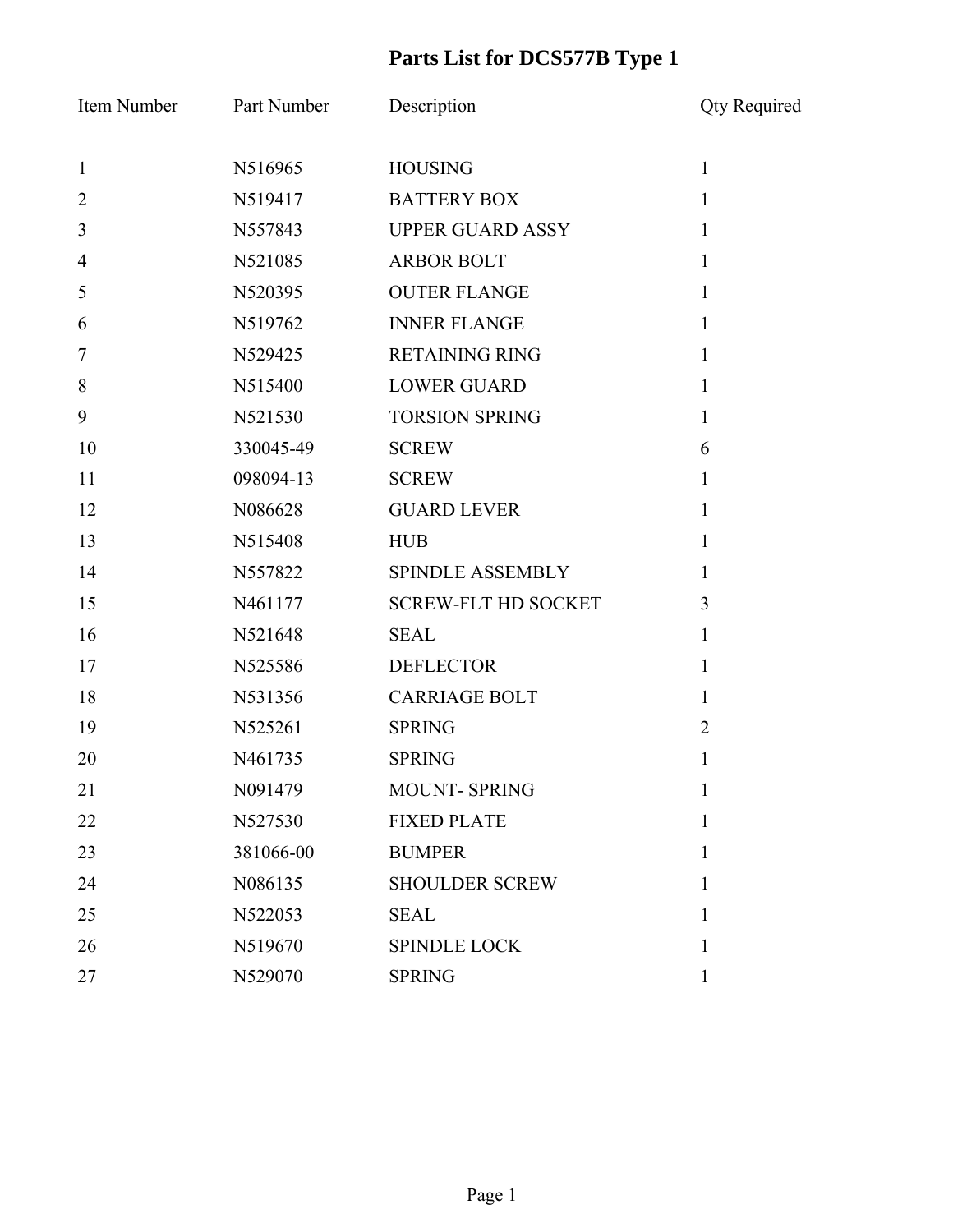# Parts List for DCS577B Type 1

| Item Number | Part Number | Description | Qty Required |
|---|---|---|---|
| 1 | N516965 | HOUSING | 1 |
| 2 | N519417 | BATTERY BOX | 1 |
| 3 | N557843 | UPPER GUARD ASSY | 1 |
| 4 | N521085 | ARBOR BOLT | 1 |
| 5 | N520395 | OUTER FLANGE | 1 |
| 6 | N519762 | INNER FLANGE | 1 |
| 7 | N529425 | RETAINING RING | 1 |
| 8 | N515400 | LOWER GUARD | 1 |
| 9 | N521530 | TORSION SPRING | 1 |
| 10 | 330045-49 | SCREW | 6 |
| 11 | 098094-13 | SCREW | 1 |
| 12 | N086628 | GUARD LEVER | 1 |
| 13 | N515408 | HUB | 1 |
| 14 | N557822 | SPINDLE ASSEMBLY | 1 |
| 15 | N461177 | SCREW-FLT HD SOCKET | 3 |
| 16 | N521648 | SEAL | 1 |
| 17 | N525586 | DEFLECTOR | 1 |
| 18 | N531356 | CARRIAGE BOLT | 1 |
| 19 | N525261 | SPRING | 2 |
| 20 | N461735 | SPRING | 1 |
| 21 | N091479 | MOUNT- SPRING | 1 |
| 22 | N527530 | FIXED PLATE | 1 |
| 23 | 381066-00 | BUMPER | 1 |
| 24 | N086135 | SHOULDER SCREW | 1 |
| 25 | N522053 | SEAL | 1 |
| 26 | N519670 | SPINDLE LOCK | 1 |
| 27 | N529070 | SPRING | 1 |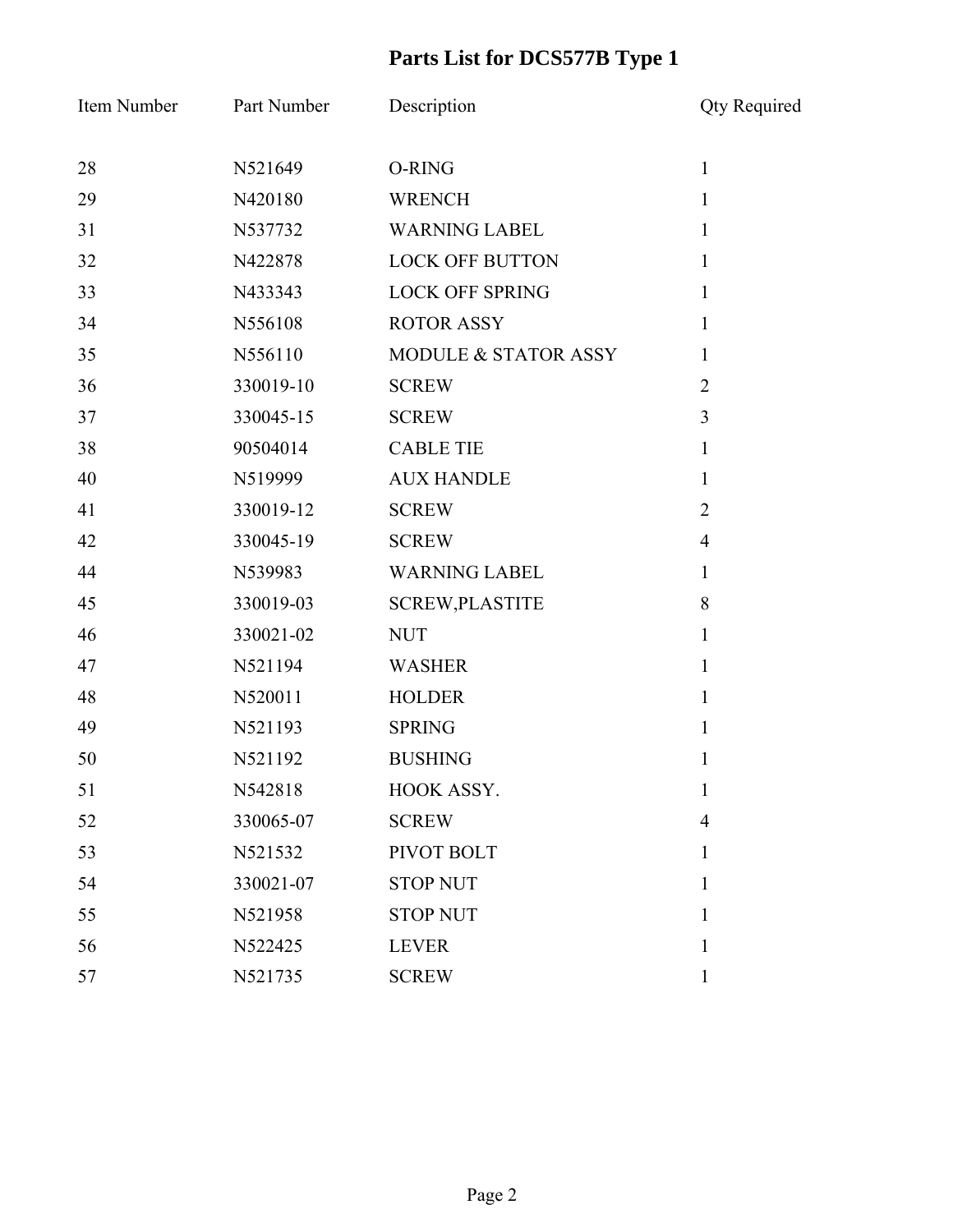# Parts List for DCS577B Type 1

| Item Number | Part Number | Description | Qty Required |
|---|---|---|---|
| 28 | N521649 | O-RING | 1 |
| 29 | N420180 | WRENCH | 1 |
| 31 | N537732 | WARNING LABEL | 1 |
| 32 | N422878 | LOCK OFF BUTTON | 1 |
| 33 | N433343 | LOCK OFF SPRING | 1 |
| 34 | N556108 | ROTOR ASSY | 1 |
| 35 | N556110 | MODULE & STATOR ASSY | 1 |
| 36 | 330019-10 | SCREW | 2 |
| 37 | 330045-15 | SCREW | 3 |
| 38 | 90504014 | CABLE TIE | 1 |
| 40 | N519999 | AUX HANDLE | 1 |
| 41 | 330019-12 | SCREW | 2 |
| 42 | 330045-19 | SCREW | 4 |
| 44 | N539983 | WARNING LABEL | 1 |
| 45 | 330019-03 | SCREW,PLASTITE | 8 |
| 46 | 330021-02 | NUT | 1 |
| 47 | N521194 | WASHER | 1 |
| 48 | N520011 | HOLDER | 1 |
| 49 | N521193 | SPRING | 1 |
| 50 | N521192 | BUSHING | 1 |
| 51 | N542818 | HOOK ASSY. | 1 |
| 52 | 330065-07 | SCREW | 4 |
| 53 | N521532 | PIVOT BOLT | 1 |
| 54 | 330021-07 | STOP NUT | 1 |
| 55 | N521958 | STOP NUT | 1 |
| 56 | N522425 | LEVER | 1 |
| 57 | N521735 | SCREW | 1 |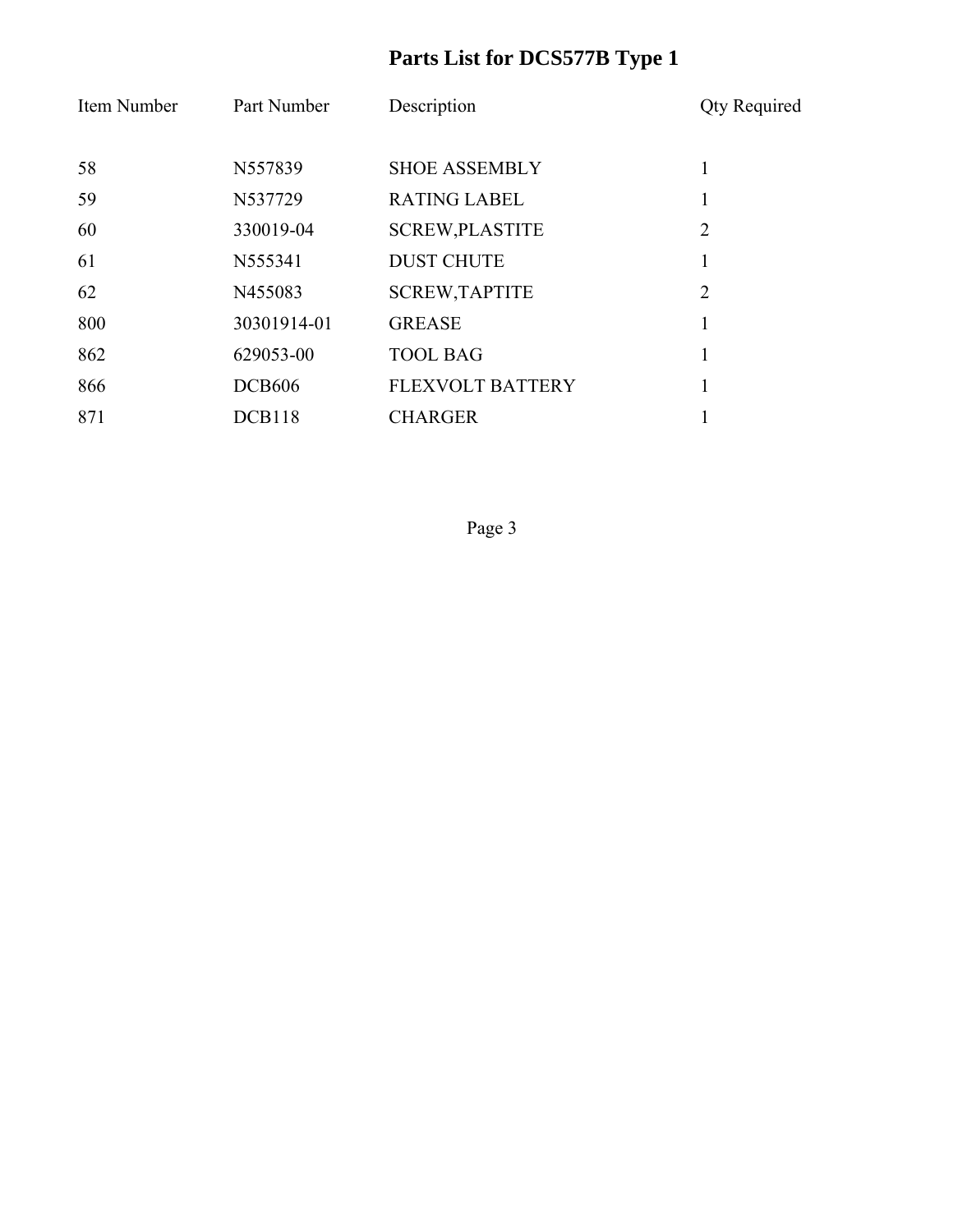# Parts List for DCS577B Type 1

| Item Number | Part Number | Description | Qty Required |
|---|---|---|---|
| 58 | N557839 | SHOE ASSEMBLY | 1 |
| 59 | N537729 | RATING LABEL | 1 |
| 60 | 330019-04 | SCREW,PLASTITE | 2 |
| 61 | N555341 | DUST CHUTE | 1 |
| 62 | N455083 | SCREW,TAPTITE | 2 |
| 800 | 30301914-01 | GREASE | 1 |
| 862 | 629053-00 | TOOL BAG | 1 |
| 866 | DCB606 | FLEXVOLT BATTERY | 1 |
| 871 | DCB118 | CHARGER | 1 |